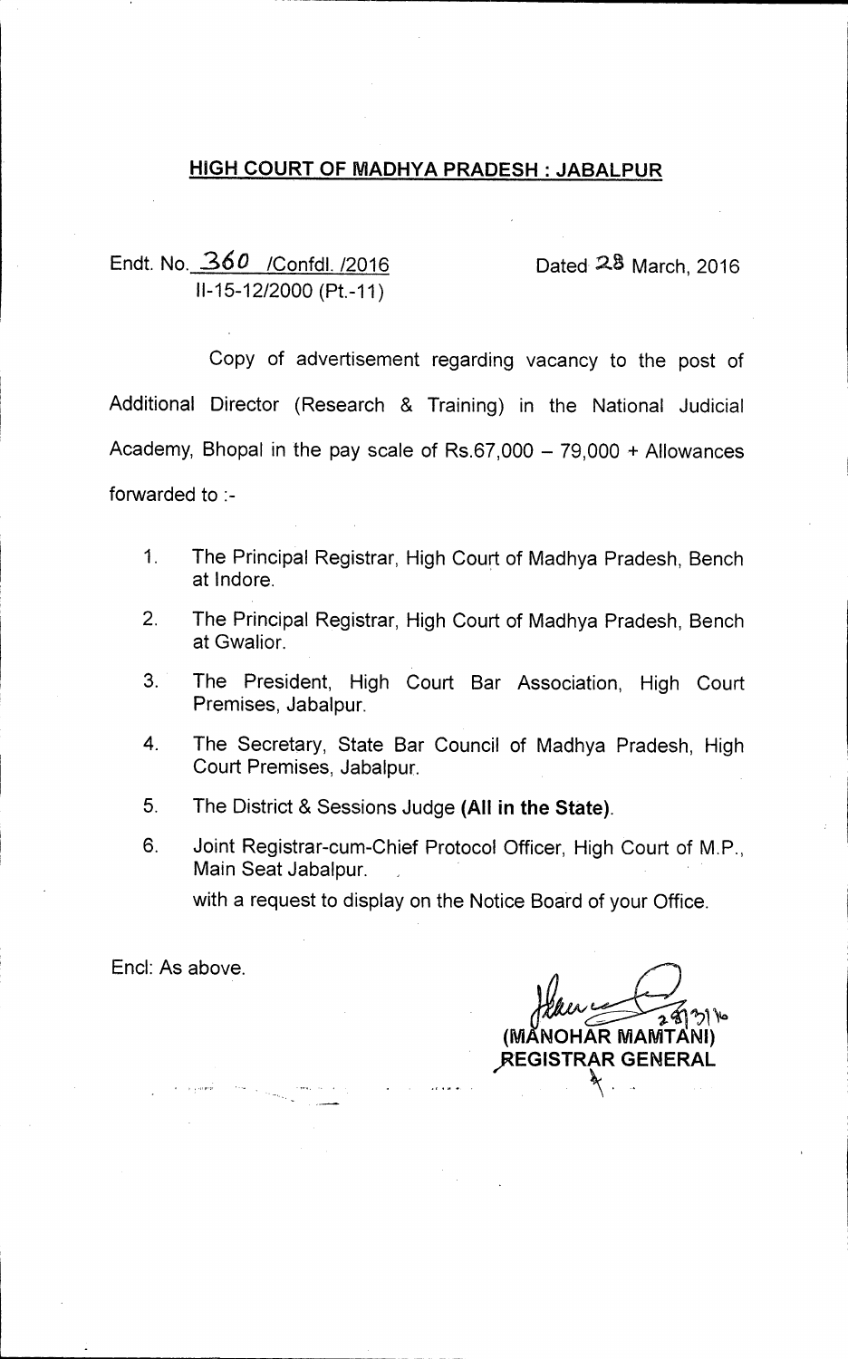## HIGH COURT OF MADHYA PRADESH : JABALPUR

Endt. No. 360 /Confdl. /2016 Dated 28 March, 2016
II-15-12/2000 (Pt.-11)

Copy of advertisement regarding vacancy to the post of Additional Director (Research & Training) in the National Judicial Academy, Bhopal in the pay scale of Rs.67,000 – 79,000 + Allowances forwarded to :-

1. The Principal Registrar, High Court of Madhya Pradesh, Bench at Indore.
2. The Principal Registrar, High Court of Madhya Pradesh, Bench at Gwalior.
3. The President, High Court Bar Association, High Court Premises, Jabalpur.
4. The Secretary, State Bar Council of Madhya Pradesh, High Court Premises, Jabalpur.
5. The District & Sessions Judge **(All in the State)**.
6. Joint Registrar-cum-Chief Protocol Officer, High Court of M.P., Main Seat Jabalpur.

with a request to display on the Notice Board of your Office.

Encl: As above.

28/3/16
**(MANOHAR MAMTANI)**
**REGISTRAR GENERAL**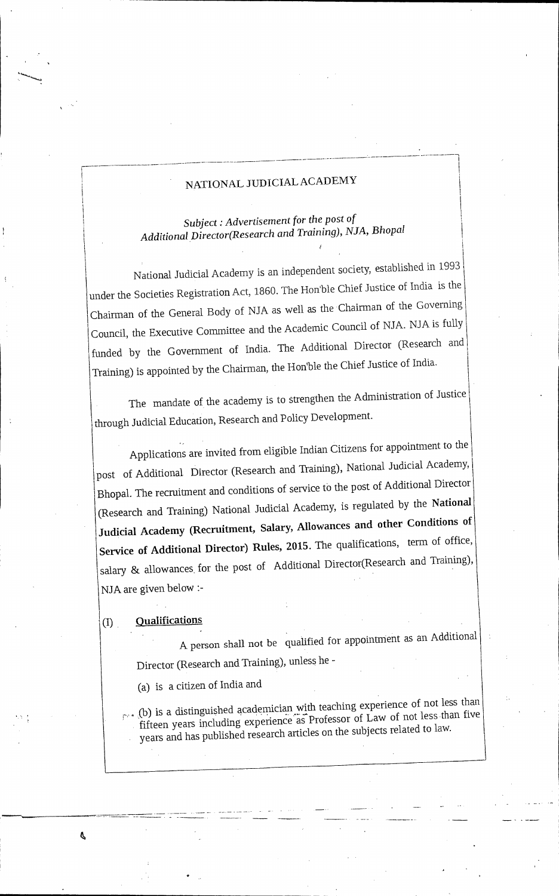# NATIONAL JUDICIAL ACADEMY

*Subject : Advertisement for the post of Additional Director(Research and Training), NJA, Bhopal*

National Judicial Academy is an independent society, established in 1993 under the Societies Registration Act, 1860. The Hon'ble Chief Justice of India is the Chairman of the General Body of NJA as well as the Chairman of the Governing Council, the Executive Committee and the Academic Council of NJA. NJA is fully funded by the Government of India. The Additional Director (Research and Training) is appointed by the Chairman, the Hon'ble the Chief Justice of India.

The mandate of the academy is to strengthen the Administration of Justice through Judicial Education, Research and Policy Development.

Applications are invited from eligible Indian Citizens for appointment to the post of Additional Director (Research and Training), National Judicial Academy, Bhopal. The recruitment and conditions of service to the post of Additional Director (Research and Training) National Judicial Academy, is regulated by the **National Judicial Academy (Recruitment, Salary, Allowances and other Conditions of Service of Additional Director) Rules, 2015**. The qualifications, term of office, salary & allowances for the post of Additional Director(Research and Training), NJA are given below :-

## (I) Qualifications

A person shall not be qualified for appointment as an Additional Director (Research and Training), unless he -

(a) is a citizen of India and

(b) is a distinguished academician with teaching experience of not less than fifteen years including experience as Professor of Law of not less than five years and has published research articles on the subjects related to law.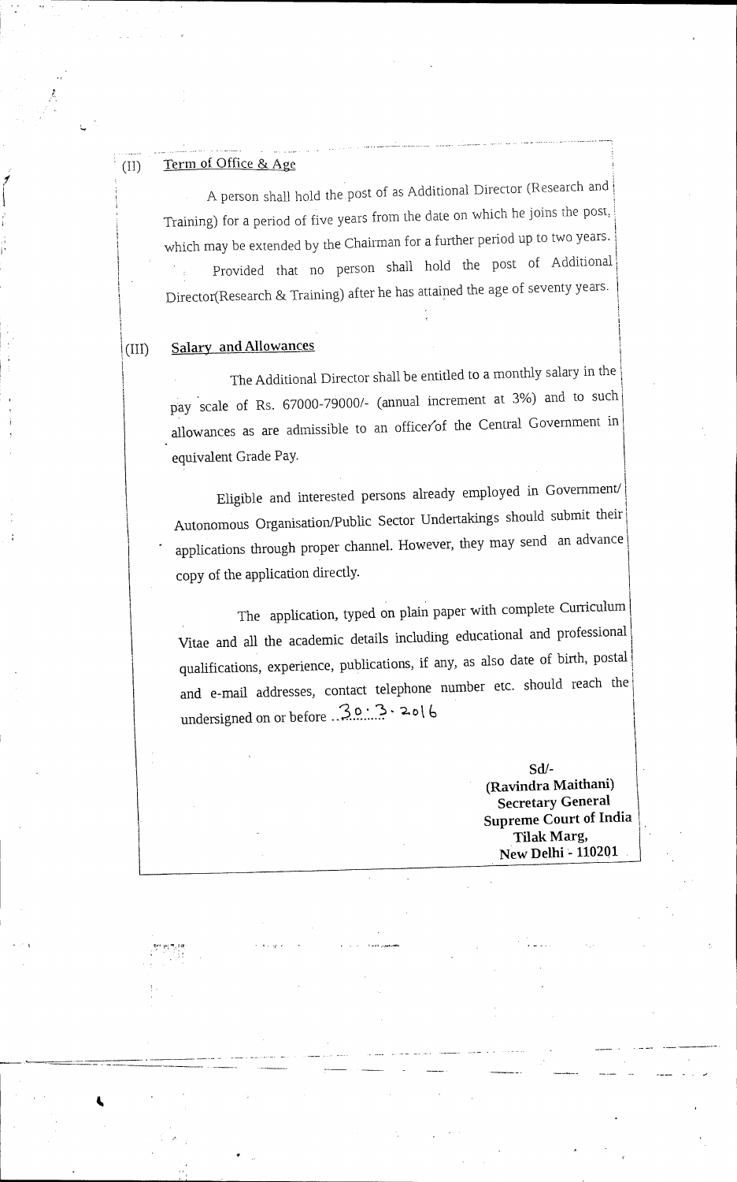(II) **Term of Office & Age**

A person shall hold the post of as Additional Director (Research and Training) for a period of five years from the date on which he joins the post, which may be extended by the Chairman for a further period up to two years.

Provided that no person shall hold the post of Additional Director(Research & Training) after he has attained the age of seventy years.

(III) **Salary and Allowances**

The Additional Director shall be entitled to a monthly salary in the pay scale of Rs. 67000-79000/- (annual increment at 3%) and to such allowances as are admissible to an officer of the Central Government in equivalent Grade Pay.

Eligible and interested persons already employed in Government/ Autonomous Organisation/Public Sector Undertakings should submit their applications through proper channel. However, they may send an advance copy of the application directly.

The application, typed on plain paper with complete Curriculum Vitae and all the academic details including educational and professional qualifications, experience, publications, if any, as also date of birth, postal and e-mail addresses, contact telephone number etc. should reach the undersigned on or before ..30.3.2016

Sd/-
**(Ravindra Maithani)**
**Secretary General**
**Supreme Court of India**
**Tilak Marg,**
**New Delhi - 110201**